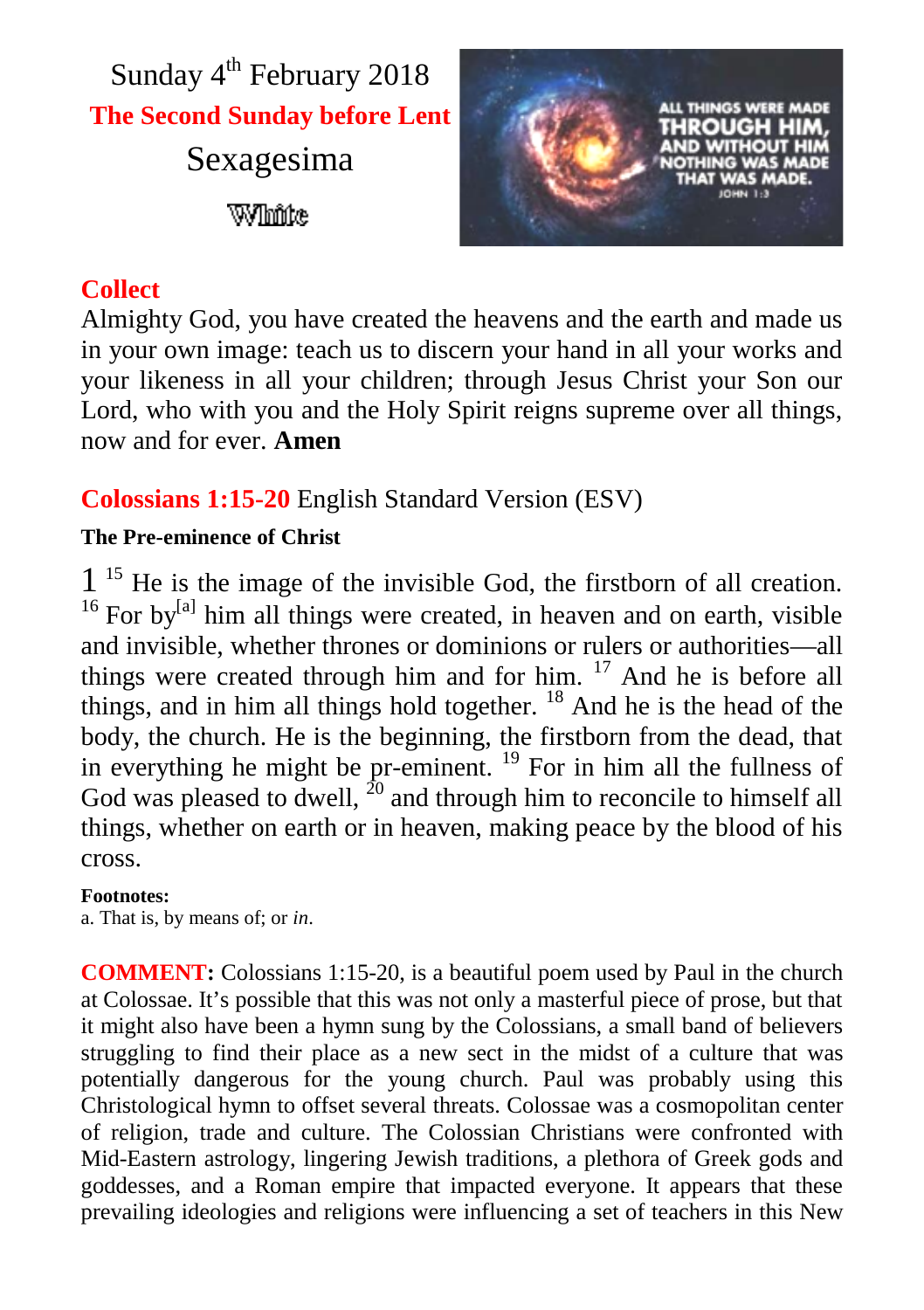Sunday 4th February 2018

**The Second Sunday before Lent**

Sexagesima

White

## Collect

Almighty God, you have created the heavens and the earth and made us in your own image: teach us to discern your hand in all your works and your likeness in all your children; through Jesus Christ your Son our Lord, who with you and the Holy Spirit reigns supreme over all things, now and for ever. **Amen**

## Colossians 1:15-20 English Standard Version (ESV)

**The Pre-eminence of Christ**

1 15 He is the image of the invisible God, the firstborn of all creation. 16 For by[a] him all things were created, in heaven and on earth, visible and invisible, whether thrones or dominions or rulers or authorities—all things were created through him and for him. 17 And he is before all things, and in him all things hold together. 18 And he is the head of the body, the church. He is the beginning, the firstborn from the dead, that in everything he might be pr-eminent. 19 For in him all the fullness of God was pleased to dwell, 20 and through him to reconcile to himself all things, whether on earth or in heaven, making peace by the blood of his cross.

**Footnotes:**
a. That is, by means of; or *in*.

**COMMENT:** Colossians 1:15-20, is a beautiful poem used by Paul in the church at Colossae. It's possible that this was not only a masterful piece of prose, but that it might also have been a hymn sung by the Colossians, a small band of believers struggling to find their place as a new sect in the midst of a culture that was potentially dangerous for the young church. Paul was probably using this Christological hymn to offset several threats. Colossae was a cosmopolitan center of religion, trade and culture. The Colossian Christians were confronted with Mid-Eastern astrology, lingering Jewish traditions, a plethora of Greek gods and goddesses, and a Roman empire that impacted everyone. It appears that these prevailing ideologies and religions were influencing a set of teachers in this New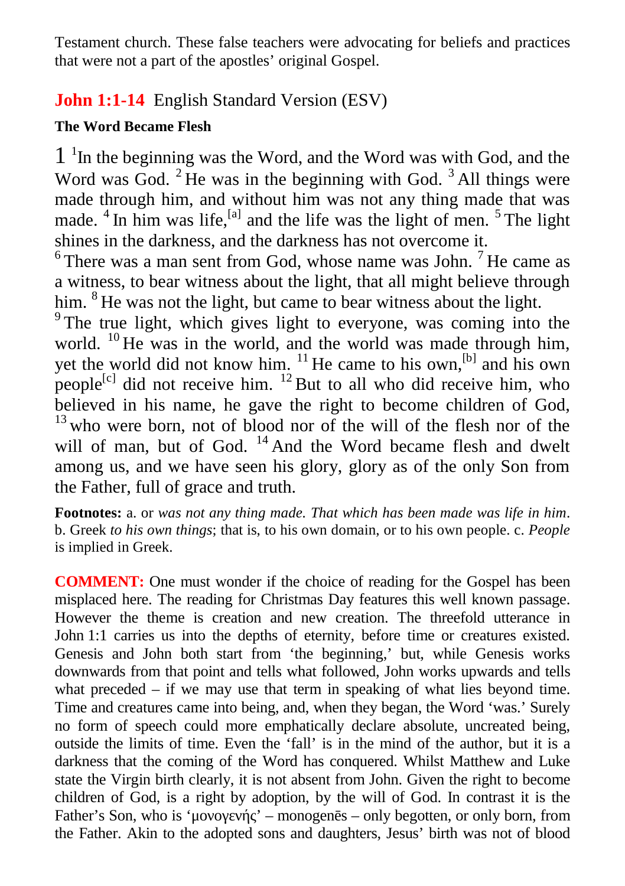Testament church. These false teachers were advocating for beliefs and practices that were not a part of the apostles' original Gospel.

## **John 1:1-14** English Standard Version (ESV)

### The Word Became Flesh

1 [1]In the beginning was the Word, and the Word was with God, and the Word was God. [2] He was in the beginning with God. [3] All things were made through him, and without him was not any thing made that was made. [4] In him was life,[a] and the life was the light of men. [5] The light shines in the darkness, and the darkness has not overcome it.

[6] There was a man sent from God, whose name was John. [7] He came as a witness, to bear witness about the light, that all might believe through him. [8] He was not the light, but came to bear witness about the light.

[9] The true light, which gives light to everyone, was coming into the world. [10] He was in the world, and the world was made through him, yet the world did not know him. [11] He came to his own,[b] and his own people[c] did not receive him. [12] But to all who did receive him, who believed in his name, he gave the right to become children of God, [13] who were born, not of blood nor of the will of the flesh nor of the will of man, but of God. [14] And the Word became flesh and dwelt among us, and we have seen his glory, glory as of the only Son from the Father, full of grace and truth.

**Footnotes:** a. or *was not any thing made. That which has been made was life in him*. b. Greek *to his own things*; that is, to his own domain, or to his own people. c. *People* is implied in Greek.

**COMMENT:** One must wonder if the choice of reading for the Gospel has been misplaced here. The reading for Christmas Day features this well known passage. However the theme is creation and new creation. The threefold utterance in John 1:1 carries us into the depths of eternity, before time or creatures existed. Genesis and John both start from 'the beginning,' but, while Genesis works downwards from that point and tells what followed, John works upwards and tells what preceded – if we may use that term in speaking of what lies beyond time. Time and creatures came into being, and, when they began, the Word 'was.' Surely no form of speech could more emphatically declare absolute, uncreated being, outside the limits of time. Even the 'fall' is in the mind of the author, but it is a darkness that the coming of the Word has conquered. Whilst Matthew and Luke state the Virgin birth clearly, it is not absent from John. Given the right to become children of God, is a right by adoption, by the will of God. In contrast it is the Father's Son, who is 'μονογενής' – monogenēs – only begotten, or only born, from the Father. Akin to the adopted sons and daughters, Jesus' birth was not of blood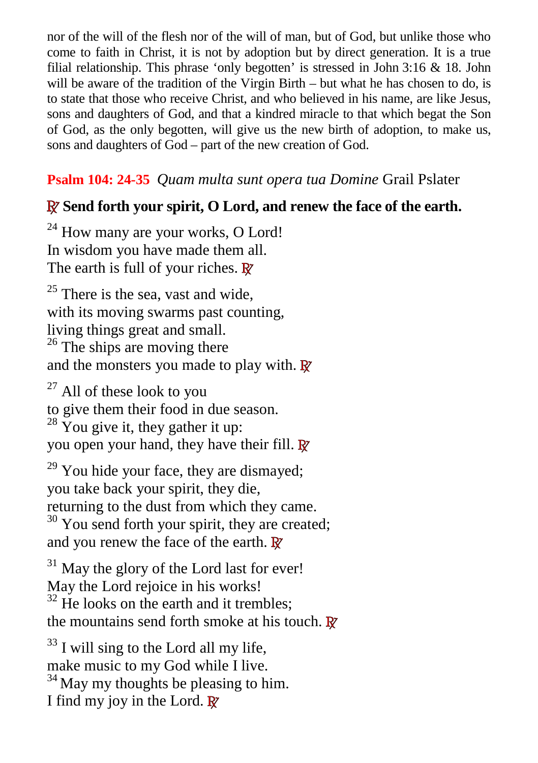nor of the will of the flesh nor of the will of man, but of God, but unlike those who come to faith in Christ, it is not by adoption but by direct generation. It is a true filial relationship. This phrase 'only begotten' is stressed in John 3:16 & 18. John will be aware of the tradition of the Virgin Birth – but what he has chosen to do, is to state that those who receive Christ, and who believed in his name, are like Jesus, sons and daughters of God, and that a kindred miracle to that which begat the Son of God, as the only begotten, will give us the new birth of adoption, to make us, sons and daughters of God – part of the new creation of God.

**Psalm 104: 24-35** *Quam multa sunt opera tua Domine* Grail Pslater

**℟ Send forth your spirit, O Lord, and renew the face of the earth.**

[24] How many are your works, O Lord!
In wisdom you have made them all.
The earth is full of your riches. ℟

[25] There is the sea, vast and wide,
with its moving swarms past counting,
living things great and small.
[26] The ships are moving there
and the monsters you made to play with. ℟

[27] All of these look to you
to give them their food in due season.
[28] You give it, they gather it up:
you open your hand, they have their fill. ℟

[29] You hide your face, they are dismayed;
you take back your spirit, they die,
returning to the dust from which they came.
[30] You send forth your spirit, they are created;
and you renew the face of the earth. ℟

[31] May the glory of the Lord last for ever!
May the Lord rejoice in his works!
[32] He looks on the earth and it trembles;
the mountains send forth smoke at his touch. ℟

[33] I will sing to the Lord all my life,
make music to my God while I live.
[34] May my thoughts be pleasing to him.
I find my joy in the Lord. ℟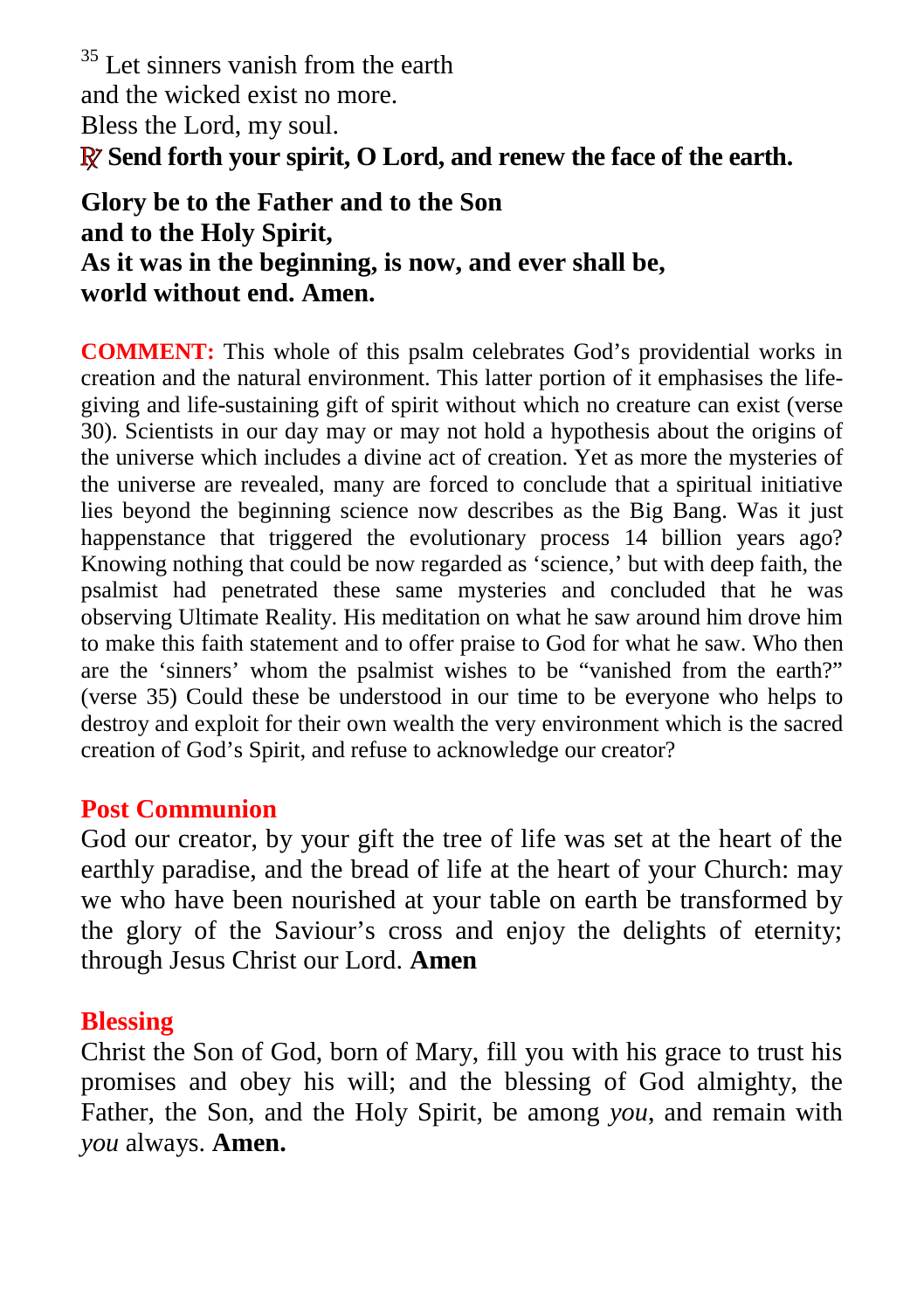35 Let sinners vanish from the earth
and the wicked exist no more.
Bless the Lord, my soul.
℟ **Send forth your spirit, O Lord, and renew the face of the earth.**

**Glory be to the Father and to the Son**
**and to the Holy Spirit,**
**As it was in the beginning, is now, and ever shall be,**
**world without end. Amen.**

**COMMENT:** This whole of this psalm celebrates God's providential works in creation and the natural environment. This latter portion of it emphasises the life-giving and life-sustaining gift of spirit without which no creature can exist (verse 30). Scientists in our day may or may not hold a hypothesis about the origins of the universe which includes a divine act of creation. Yet as more the mysteries of the universe are revealed, many are forced to conclude that a spiritual initiative lies beyond the beginning science now describes as the Big Bang. Was it just happenstance that triggered the evolutionary process 14 billion years ago? Knowing nothing that could be now regarded as 'science,' but with deep faith, the psalmist had penetrated these same mysteries and concluded that he was observing Ultimate Reality. His meditation on what he saw around him drove him to make this faith statement and to offer praise to God for what he saw. Who then are the 'sinners' whom the psalmist wishes to be "vanished from the earth?" (verse 35) Could these be understood in our time to be everyone who helps to destroy and exploit for their own wealth the very environment which is the sacred creation of God's Spirit, and refuse to acknowledge our creator?

## Post Communion

God our creator, by your gift the tree of life was set at the heart of the earthly paradise, and the bread of life at the heart of your Church: may we who have been nourished at your table on earth be transformed by the glory of the Saviour's cross and enjoy the delights of eternity; through Jesus Christ our Lord. **Amen**

## Blessing

Christ the Son of God, born of Mary, fill you with his grace to trust his promises and obey his will; and the blessing of God almighty, the Father, the Son, and the Holy Spirit, be among *you*, and remain with *you* always. **Amen.**